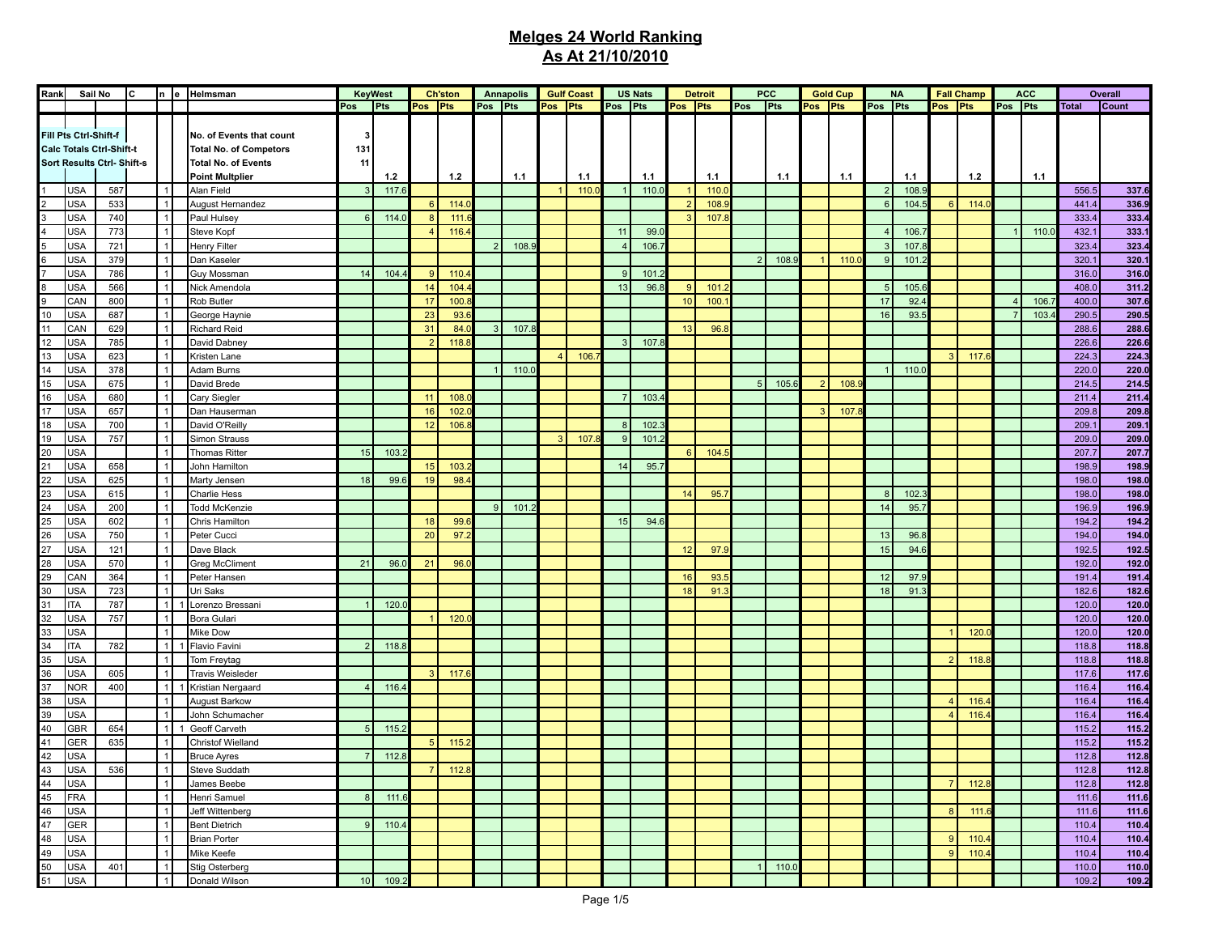# Melges 24 World Ranking
## As At 21/10/2010

| Rank | Sail No | | C | n | e | Helmsman | KeyWest | | Ch'ston | | Annapolis | | Gulf Coast | | US Nats | | Detroit | | PCC | | Gold Cup | | NA | | Fall Champ | | ACC | | Overall | |
|---|---|---|---|---|---|---|---|---|---|---|---|---|---|---|---|---|---|---|---|---|---|---|---|---|---|---|---|---|---|---|
| | | | | | | | Pos | Pts | Pos | Pts | Pos | Pts | Pos | Pts | Pos | Pts | Pos | Pts | Pos | Pts | Pos | Pts | Pos | Pts | Pos | Pts | Pos | Pts | Total | Count |
| Fill Pts Ctrl-Shift-f | | | | | | No. of Events that count | 3 | | | | | | | | | | | | | | | | | | | | | | | |
| Calc Totals Ctrl-Shift-t | | | | | | Total No. of Competors | 131 | | | | | | | | | | | | | | | | | | | | | | | |
| Sort Results Ctrl- Shift-s | | | | | | Total No. of Events | 11 | | | | | | | | | | | | | | | | | | | | | | | |
| | | | | | | Point Multplier | | 1.2 | | 1.2 | | 1.1 | | 1.1 | | 1.1 | | 1.1 | | 1.1 | | 1.1 | | 1.1 | | 1.2 | | 1.1 | | |
| 1 | USA | 587 | | 1 | | Alan Field | 3 | 117.6 | | | | | 1 | 110.0 | 1 | 110.0 | 1 | 110.0 | | | | | 2 | 108.9 | | | | | 556.5 | 337.6 |
| 2 | USA | 533 | | 1 | | August Hernandez | | | 6 | 114.0 | | | | | | | 2 | 108.9 | | | | | 6 | 104.5 | 6 | 114.0 | | | 441.4 | 336.9 |
| 3 | USA | 740 | | 1 | | Paul Hulsey | 6 | 114.0 | 8 | 111.6 | | | | | | | 3 | 107.8 | | | | | | | | | | | 333.4 | 333.4 |
| 4 | USA | 773 | | 1 | | Steve Kopf | | | 4 | 116.4 | | | | | 11 | 99.0 | | | | | | | 4 | 106.7 | | | 1 | 110.0 | 432.1 | 333.1 |
| 5 | USA | 721 | | 1 | | Henry Filter | | | | | 2 | 108.9 | | | 4 | 106.7 | | | | | | | 3 | 107.8 | | | | | 323.4 | 323.4 |
| 6 | USA | 379 | | 1 | | Dan Kaseler | | | | | | | | | | | | | 2 | 108.9 | 1 | 110.0 | 9 | 101.2 | | | | | 320.1 | 320.1 |
| 7 | USA | 786 | | 1 | | Guy Mossman | 14 | 104.4 | 9 | 110.4 | | | | | 9 | 101.2 | | | | | | | | | | | | | 316.0 | 316.0 |
| 8 | USA | 566 | | 1 | | Nick Amendola | | | 14 | 104.4 | | | | | 13 | 96.8 | 9 | 101.2 | | | | | 5 | 105.6 | | | | | 408.0 | 311.2 |
| 9 | CAN | 800 | | 1 | | Rob Butler | | | 17 | 100.8 | | | | | | | 10 | 100.1 | | | | | 17 | 92.4 | | | 4 | 106.7 | 400.0 | 307.6 |
| 10 | USA | 687 | | 1 | | George Haynie | | | 23 | 93.6 | | | | | | | | | | | | | 16 | 93.5 | | | 7 | 103.4 | 290.5 | 290.5 |
| 11 | CAN | 629 | | 1 | | Richard Reid | | | 31 | 84.0 | 3 | 107.8 | | | | | 13 | 96.8 | | | | | | | | | | | 288.6 | 288.6 |
| 12 | USA | 785 | | 1 | | David Dabney | | | 2 | 118.8 | | | | | 3 | 107.8 | | | | | | | | | | | | | 226.6 | 226.6 |
| 13 | USA | 623 | | 1 | | Kristen Lane | | | | | | | 4 | 106.7 | | | | | | | | | | | 3 | 117.6 | | | 224.3 | 224.3 |
| 14 | USA | 378 | | 1 | | Adam Burns | | | | | 1 | 110.0 | | | | | | | | | | | 1 | 110.0 | | | | | 220.0 | 220.0 |
| 15 | USA | 675 | | 1 | | David Brede | | | | | | | | | | | | | 5 | 105.6 | 2 | 108.9 | | | | | | | 214.5 | 214.5 |
| 16 | USA | 680 | | 1 | | Cary Siegler | | | 11 | 108.0 | | | | | 7 | 103.4 | | | | | | | | | | | | | 211.4 | 211.4 |
| 17 | USA | 657 | | 1 | | Dan Hauserman | | | 16 | 102.0 | | | | | | | | | | | 3 | 107.8 | | | | | | | 209.8 | 209.8 |
| 18 | USA | 700 | | 1 | | David O'Reilly | | | 12 | 106.8 | | | | | 8 | 102.3 | | | | | | | | | | | | | 209.1 | 209.1 |
| 19 | USA | 757 | | 1 | | Simon Strauss | | | | | | | 3 | 107.8 | 9 | 101.2 | | | | | | | | | | | | | 209.0 | 209.0 |
| 20 | USA | | | 1 | | Thomas Ritter | 15 | 103.2 | | | | | | | | | 6 | 104.5 | | | | | | | | | | | 207.7 | 207.7 |
| 21 | USA | 658 | | 1 | | John Hamilton | | | 15 | 103.2 | | | | | 14 | 95.7 | | | | | | | | | | | | | 198.9 | 198.9 |
| 22 | USA | 625 | | 1 | | Marty Jensen | 18 | 99.6 | 19 | 98.4 | | | | | | | | | | | | | | | | | | | 198.0 | 198.0 |
| 23 | USA | 615 | | 1 | | Charlie Hess | | | | | | | | | | | 14 | 95.7 | | | | | 8 | 102.3 | | | | | 198.0 | 198.0 |
| 24 | USA | 200 | | 1 | | Todd McKenzie | | | | | 9 | 101.2 | | | | | | | | | | | 14 | 95.7 | | | | | 196.9 | 196.9 |
| 25 | USA | 602 | | 1 | | Chris Hamilton | | | 18 | 99.6 | | | | | 15 | 94.6 | | | | | | | | | | | | | 194.2 | 194.2 |
| 26 | USA | 750 | | 1 | | Peter Cucci | | | 20 | 97.2 | | | | | | | | | | | | | 13 | 96.8 | | | | | 194.0 | 194.0 |
| 27 | USA | 121 | | 1 | | Dave Black | | | | | | | | | | | 12 | 97.9 | | | | | 15 | 94.6 | | | | | 192.5 | 192.5 |
| 28 | USA | 570 | | 1 | | Greg McCliment | 21 | 96.0 | 21 | 96.0 | | | | | | | | | | | | | | | | | | | 192.0 | 192.0 |
| 29 | CAN | 364 | | 1 | | Peter Hansen | | | | | | | | | | | 16 | 93.5 | | | | | 12 | 97.9 | | | | | 191.4 | 191.4 |
| 30 | USA | 723 | | 1 | | Uri Saks | | | | | | | | | | | 18 | 91.3 | | | | | 18 | 91.3 | | | | | 182.6 | 182.6 |
| 31 | ITA | 787 | | 1 | 1 | Lorenzo Bressani | 1 | 120.0 | | | | | | | | | | | | | | | | | | | | | 120.0 | 120.0 |
| 32 | USA | 757 | | 1 | | Bora Gulari | | | 1 | 120.0 | | | | | | | | | | | | | | | | | | | 120.0 | 120.0 |
| 33 | USA | | | 1 | | Mike Dow | | | | | | | | | | | | | | | | | | | 1 | 120.0 | | | 120.0 | 120.0 |
| 34 | ITA | 782 | | 1 | 1 | Flavio Favini | 2 | 118.8 | | | | | | | | | | | | | | | | | | | | | 118.8 | 118.8 |
| 35 | USA | | | 1 | | Tom Freytag | | | | | | | | | | | | | | | | | | | 2 | 118.8 | | | 118.8 | 118.8 |
| 36 | USA | 605 | | 1 | | Travis Weisleder | | | 3 | 117.6 | | | | | | | | | | | | | | | | | | | 117.6 | 117.6 |
| 37 | NOR | 400 | | 1 | 1 | Kristian Nergaard | 4 | 116.4 | | | | | | | | | | | | | | | | | | | | | 116.4 | 116.4 |
| 38 | USA | | | 1 | | August Barkow | | | | | | | | | | | | | | | | | | | 4 | 116.4 | | | 116.4 | 116.4 |
| 39 | USA | | | 1 | | John Schumacher | | | | | | | | | | | | | | | | | | | 4 | 116.4 | | | 116.4 | 116.4 |
| 40 | GBR | 654 | | 1 | 1 | Geoff Carveth | 5 | 115.2 | | | | | | | | | | | | | | | | | | | | | 115.2 | 115.2 |
| 41 | GER | 635 | | 1 | | Christof Wielland | | | 5 | 115.2 | | | | | | | | | | | | | | | | | | | 115.2 | 115.2 |
| 42 | USA | | | 1 | | Bruce Ayres | 7 | 112.8 | | | | | | | | | | | | | | | | | | | | | 112.8 | 112.8 |
| 43 | USA | 536 | | 1 | | Steve Suddath | | | 7 | 112.8 | | | | | | | | | | | | | | | | | | | 112.8 | 112.8 |
| 44 | USA | | | 1 | | James Beebe | | | | | | | | | | | | | | | | | | | 7 | 112.8 | | | 112.8 | 112.8 |
| 45 | FRA | | | 1 | | Henri Samuel | 8 | 111.6 | | | | | | | | | | | | | | | | | | | | | 111.6 | 111.6 |
| 46 | USA | | | 1 | | Jeff Wittenberg | | | | | | | | | | | | | | | | | | | 8 | 111.6 | | | 111.6 | 111.6 |
| 47 | GER | | | 1 | | Bent Dietrich | 9 | 110.4 | | | | | | | | | | | | | | | | | | | | | 110.4 | 110.4 |
| 48 | USA | | | 1 | | Brian Porter | | | | | | | | | | | | | | | | | | | 9 | 110.4 | | | 110.4 | 110.4 |
| 49 | USA | | | 1 | | Mike Keefe | | | | | | | | | | | | | | | | | | | 9 | 110.4 | | | 110.4 | 110.4 |
| 50 | USA | 401 | | 1 | | Stig Osterberg | | | | | | | | | | | | | 1 | 110.0 | | | | | | | | | 110.0 | 110.0 |
| 51 | USA | | | 1 | | Donald Wilson | 10 | 109.2 | | | | | | | | | | | | | | | | | | | | | 109.2 | 109.2 |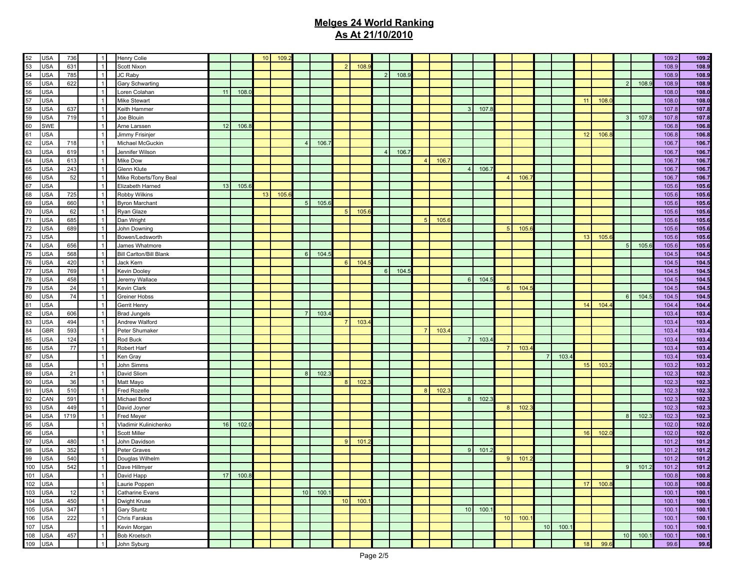## Melges 24 World Ranking
## As At 21/10/2010

| | | | | | | | | | | | | | | | | | | | | | | | | | | | | | |
|---|---|---|---|---|---|---|---|---|---|---|---|---|---|---|---|---|---|---|---|---|---|---|---|---|---|---|---|---|---|
| 52 | USA | 736 | | 1 | Henry Colie | | | 10 | 109.2 | | | | | | | | | | | | | | | | | | | 109.2 | 109.2 |
| 53 | USA | 631 | | 1 | Scott Nixon | | | | | | | 2 | 108.9 | | | | | | | | | | | | | | | 108.9 | 108.9 |
| 54 | USA | 785 | | 1 | JC Raby | | | | | | | | | 2 | 108.9 | | | | | | | | | | | | | 108.9 | 108.9 |
| 55 | USA | 622 | | 1 | Gary Schwarting | | | | | | | | | | | | | | | | | | | | | 2 | 108.9 | 108.9 | 108.9 |
| 56 | USA | | | 1 | Loren Colahan | 11 | 108.0 | | | | | | | | | | | | | | | | | | | | | 108.0 | 108.0 |
| 57 | USA | | | 1 | Mike Stewart | | | | | | | | | | | | | | | | | | | 11 | 108.0 | | | 108.0 | 108.0 |
| 58 | USA | 637 | | 1 | Keith Hammer | | | | | | | | | | | | | 3 | 107.8 | | | | | | | | | 107.8 | 107.8 |
| 59 | USA | 719 | | 1 | Joe Blouin | | | | | | | | | | | | | | | | | | | | | 3 | 107.8 | 107.8 | 107.8 |
| 60 | SWE | | | 1 | Arne Larssen | 12 | 106.8 | | | | | | | | | | | | | | | | | | | | | 106.8 | 106.8 |
| 61 | USA | | | 1 | Jimmy Frisinjer | | | | | | | | | | | | | | | | | | | 12 | 106.8 | | | 106.8 | 106.8 |
| 62 | USA | 718 | | 1 | Michael McGuckin | | | | | 4 | 106.7 | | | | | | | | | | | | | | | | | 106.7 | 106.7 |
| 63 | USA | 619 | | 1 | Jennifer Wilson | | | | | | | | | 4 | 106.7 | | | | | | | | | | | | | 106.7 | 106.7 |
| 64 | USA | 613 | | 1 | Mike Dow | | | | | | | | | | | 4 | 106.7 | | | | | | | | | | | 106.7 | 106.7 |
| 65 | USA | 243 | | 1 | Glenn Klute | | | | | | | | | | | | | 4 | 106.7 | | | | | | | | | 106.7 | 106.7 |
| 66 | USA | 52 | | 1 | Mike Roberts/Tony Beal | | | | | | | | | | | | | | | 4 | 106.7 | | | | | | | 106.7 | 106.7 |
| 67 | USA | | | 1 | Elizabeth Harned | 13 | 105.6 | | | | | | | | | | | | | | | | | | | | | 105.6 | 105.6 |
| 68 | USA | 725 | | 1 | Robby Wilkins | | | 13 | 105.6 | | | | | | | | | | | | | | | | | | | 105.6 | 105.6 |
| 69 | USA | 660 | | 1 | Byron Marchant | | | | | 5 | 105.6 | | | | | | | | | | | | | | | | | 105.6 | 105.6 |
| 70 | USA | 62 | | 1 | Ryan Glaze | | | | | | | 5 | 105.6 | | | | | | | | | | | | | | | 105.6 | 105.6 |
| 71 | USA | 685 | | 1 | Dan Wright | | | | | | | | | | | 5 | 105.6 | | | | | | | | | | | 105.6 | 105.6 |
| 72 | USA | 689 | | 1 | John Downing | | | | | | | | | | | | | | | 5 | 105.6 | | | | | | | 105.6 | 105.6 |
| 73 | USA | | | 1 | Bowen/Ledsworth | | | | | | | | | | | | | | | | | | | 13 | 105.6 | | | 105.6 | 105.6 |
| 74 | USA | 656 | | 1 | James Whatmore | | | | | | | | | | | | | | | | | | | | | 5 | 105.6 | 105.6 | 105.6 |
| 75 | USA | 568 | | 1 | Bill Carlton/Bill Blank | | | | | 6 | 104.5 | | | | | | | | | | | | | | | | | 104.5 | 104.5 |
| 76 | USA | 420 | | 1 | Jack Kern | | | | | | | 6 | 104.5 | | | | | | | | | | | | | | | 104.5 | 104.5 |
| 77 | USA | 769 | | 1 | Kevin Dooley | | | | | | | | | 6 | 104.5 | | | | | | | | | | | | | 104.5 | 104.5 |
| 78 | USA | 458 | | 1 | Jeremy Wallace | | | | | | | | | | | | | 6 | 104.5 | | | | | | | | | 104.5 | 104.5 |
| 79 | USA | 24 | | 1 | Kevin Clark | | | | | | | | | | | | | | | 6 | 104.5 | | | | | | | 104.5 | 104.5 |
| 80 | USA | 74 | | 1 | Greiner Hobss | | | | | | | | | | | | | | | | | | | | | 6 | 104.5 | 104.5 | 104.5 |
| 81 | USA | | | 1 | Gerrit Henry | | | | | | | | | | | | | | | | | | | 14 | 104.4 | | | 104.4 | 104.4 |
| 82 | USA | 606 | | 1 | Brad Jungels | | | | | 7 | 103.4 | | | | | | | | | | | | | | | | | 103.4 | 103.4 |
| 83 | USA | 494 | | 1 | Andrew Walford | | | | | | | 7 | 103.4 | | | | | | | | | | | | | | | 103.4 | 103.4 |
| 84 | GBR | 593 | | 1 | Peter Shumaker | | | | | | | | | | | 7 | 103.4 | | | | | | | | | | | 103.4 | 103.4 |
| 85 | USA | 124 | | 1 | Rod Buck | | | | | | | | | | | | | 7 | 103.4 | | | | | | | | | 103.4 | 103.4 |
| 86 | USA | 77 | | 1 | Robert Harf | | | | | | | | | | | | | | | 7 | 103.4 | | | | | | | 103.4 | 103.4 |
| 87 | USA | | | 1 | Ken Gray | | | | | | | | | | | | | | | | | 7 | 103.4 | | | | | 103.4 | 103.4 |
| 88 | USA | | | 1 | John Simms | | | | | | | | | | | | | | | | | | | 15 | 103.2 | | | 103.2 | 103.2 |
| 89 | USA | 21 | | 1 | David Sliom | | | | | 8 | 102.3 | | | | | | | | | | | | | | | | | 102.3 | 102.3 |
| 90 | USA | 36 | | 1 | Matt Mayo | | | | | | | 8 | 102.3 | | | | | | | | | | | | | | | 102.3 | 102.3 |
| 91 | USA | 510 | | 1 | Fred Rozelle | | | | | | | | | | | 8 | 102.3 | | | | | | | | | | | 102.3 | 102.3 |
| 92 | CAN | 591 | | 1 | Michael Bond | | | | | | | | | | | | | 8 | 102.3 | | | | | | | | | 102.3 | 102.3 |
| 93 | USA | 449 | | 1 | David Joyner | | | | | | | | | | | | | | | 8 | 102.3 | | | | | | | 102.3 | 102.3 |
| 94 | USA | 1719 | | 1 | Fred Meyer | | | | | | | | | | | | | | | | | | | | | 8 | 102.3 | 102.3 | 102.3 |
| 95 | USA | | | 1 | Vladimir Kulinichenko | 16 | 102.0 | | | | | | | | | | | | | | | | | | | | | 102.0 | 102.0 |
| 96 | USA | | | 1 | Scott Miller | | | | | | | | | | | | | | | | | | | 16 | 102.0 | | | 102.0 | 102.0 |
| 97 | USA | 480 | | 1 | John Davidson | | | | | | | 9 | 101.2 | | | | | | | | | | | | | | | 101.2 | 101.2 |
| 98 | USA | 352 | | 1 | Peter Graves | | | | | | | | | | | | | 9 | 101.2 | | | | | | | | | 101.2 | 101.2 |
| 99 | USA | 540 | | 1 | Douglas Wilhelm | | | | | | | | | | | | | | | 9 | 101.2 | | | | | | | 101.2 | 101.2 |
| 100 | USA | 542 | | 1 | Dave Hillmyer | | | | | | | | | | | | | | | | | | | | | 9 | 101.2 | 101.2 | 101.2 |
| 101 | USA | | | 1 | David Happ | 17 | 100.8 | | | | | | | | | | | | | | | | | | | | | 100.8 | 100.8 |
| 102 | USA | | | 1 | Laurie Poppen | | | | | | | | | | | | | | | | | | | 17 | 100.8 | | | 100.8 | 100.8 |
| 103 | USA | 12 | | 1 | Catharine Evans | | | | | 10 | 100.1 | | | | | | | | | | | | | | | | | 100.1 | 100.1 |
| 104 | USA | 450 | | 1 | Dwight Kruse | | | | | | | 10 | 100.1 | | | | | | | | | | | | | | | 100.1 | 100.1 |
| 105 | USA | 347 | | 1 | Gary Stuntz | | | | | | | | | | | | | 10 | 100.1 | | | | | | | | | 100.1 | 100.1 |
| 106 | USA | 222 | | 1 | Chris Farakas | | | | | | | | | | | | | | | 10 | 100.1 | | | | | | | 100.1 | 100.1 |
| 107 | USA | | | 1 | Kevin Morgan | | | | | | | | | | | | | | | | | 10 | 100.1 | | | | | 100.1 | 100.1 |
| 108 | USA | 457 | | 1 | Bob Kroetsch | | | | | | | | | | | | | | | | | | | | | 10 | 100.1 | 100.1 | 100.1 |
| 109 | USA | | | 1 | John Syburg | | | | | | | | | | | | | | | | | | | 18 | 99.6 | | | 99.6 | 99.6 |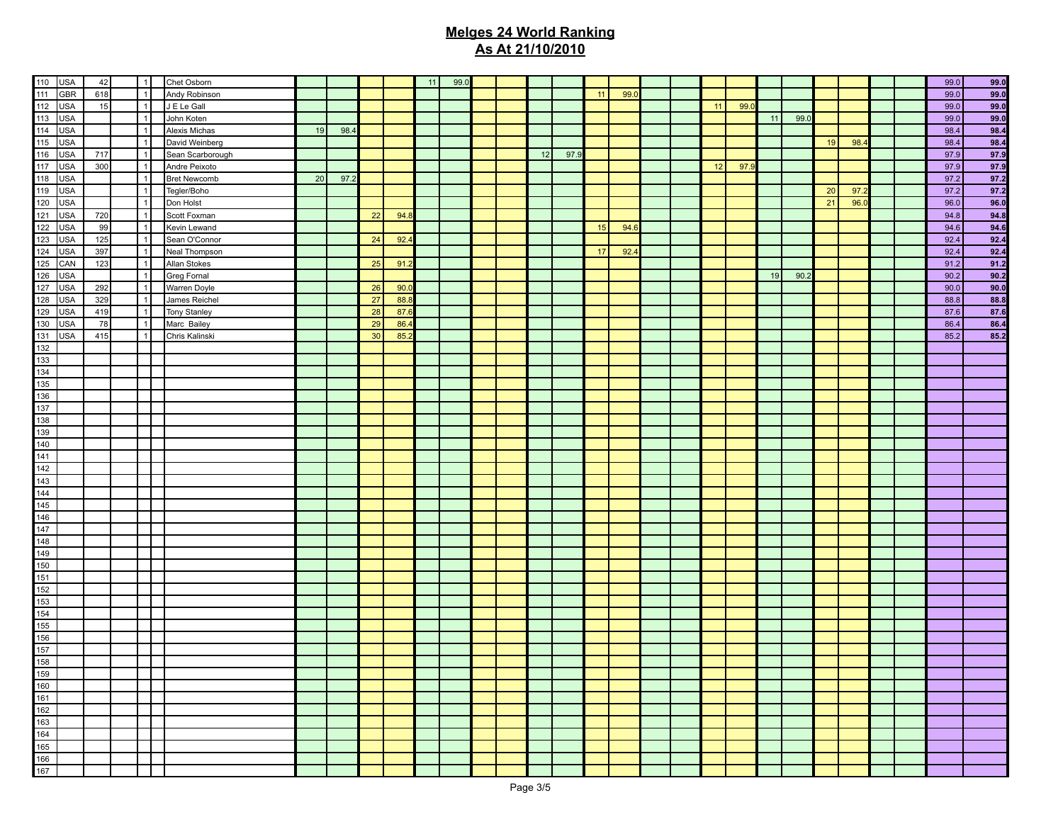# Melges 24 World Ranking
## As At 21/10/2010

| | | | | | | | | | | | | | | | | | | | | | | | | | | | | | | |
|---|---|---|---|---|---|---|---|---|---|---|---|---|---|---|---|---|---|---|---|---|---|---|---|---|---|---|---|---|---|---|
| 110 | USA | 42 | | 1 | | Chet Osborn | | | | | 11 | 99.0 | | | | | | | | | | | | | | | | | 99.0 | 99.0 |
| 111 | GBR | 618 | | 1 | | Andy Robinson | | | | | | | | | | | 11 | 99.0 | | | | | | | | | | | 99.0 | 99.0 |
| 112 | USA | 15 | | 1 | | J E Le Gall | | | | | | | | | | | | | | | 11 | 99.0 | | | | | | | 99.0 | 99.0 |
| 113 | USA | | | 1 | | John Koten | | | | | | | | | | | | | | | | | 11 | 99.0 | | | | | 99.0 | 99.0 |
| 114 | USA | | | 1 | | Alexis Michas | 19 | 98.4 | | | | | | | | | | | | | | | | | | | | | 98.4 | 98.4 |
| 115 | USA | | | 1 | | David Weinberg | | | | | | | | | | | | | | | | | | | 19 | 98.4 | | | 98.4 | 98.4 |
| 116 | USA | 717 | | 1 | | Sean Scarborough | | | | | | | | | 12 | 97.9 | | | | | | | | | | | | | 97.9 | 97.9 |
| 117 | USA | 300 | | 1 | | Andre Peixoto | | | | | | | | | | | | | | | 12 | 97.9 | | | | | | | 97.9 | 97.9 |
| 118 | USA | | | 1 | | Bret Newcomb | 20 | 97.2 | | | | | | | | | | | | | | | | | | | | | 97.2 | 97.2 |
| 119 | USA | | | 1 | | Tegler/Boho | | | | | | | | | | | | | | | | | | | 20 | 97.2 | | | 97.2 | 97.2 |
| 120 | USA | | | 1 | | Don Holst | | | | | | | | | | | | | | | | | | | 21 | 96.0 | | | 96.0 | 96.0 |
| 121 | USA | 720 | | 1 | | Scott Foxman | | | 22 | 94.8 | | | | | | | | | | | | | | | | | | | 94.8 | 94.8 |
| 122 | USA | 99 | | 1 | | Kevin Lewand | | | | | | | | | | | 15 | 94.6 | | | | | | | | | | | 94.6 | 94.6 |
| 123 | USA | 125 | | 1 | | Sean O'Connor | | | 24 | 92.4 | | | | | | | | | | | | | | | | | | | 92.4 | 92.4 |
| 124 | USA | 397 | | 1 | | Neal Thompson | | | | | | | | | | | 17 | 92.4 | | | | | | | | | | | 92.4 | 92.4 |
| 125 | CAN | 123 | | 1 | | Allan Stokes | | | 25 | 91.2 | | | | | | | | | | | | | | | | | | | 91.2 | 91.2 |
| 126 | USA | | | 1 | | Greg Fornal | | | | | | | | | | | | | | | | | 19 | 90.2 | | | | | 90.2 | 90.2 |
| 127 | USA | 292 | | 1 | | Warren Doyle | | | 26 | 90.0 | | | | | | | | | | | | | | | | | | | 90.0 | 90.0 |
| 128 | USA | 329 | | 1 | | James Reichel | | | 27 | 88.8 | | | | | | | | | | | | | | | | | | | 88.8 | 88.8 |
| 129 | USA | 419 | | 1 | | Tony Stanley | | | 28 | 87.6 | | | | | | | | | | | | | | | | | | | 87.6 | 87.6 |
| 130 | USA | 78 | | 1 | | Marc Bailey | | | 29 | 86.4 | | | | | | | | | | | | | | | | | | | 86.4 | 86.4 |
| 131 | USA | 415 | | 1 | | Chris Kalinski | | | 30 | 85.2 | | | | | | | | | | | | | | | | | | | 85.2 | 85.2 |
| 132 | | | | | | | | | | | | | | | | | | | | | | | | | | | | | | |
| 133 | | | | | | | | | | | | | | | | | | | | | | | | | | | | | | |
| 134 | | | | | | | | | | | | | | | | | | | | | | | | | | | | | | |
| 135 | | | | | | | | | | | | | | | | | | | | | | | | | | | | | | |
| 136 | | | | | | | | | | | | | | | | | | | | | | | | | | | | | | |
| 137 | | | | | | | | | | | | | | | | | | | | | | | | | | | | | | |
| 138 | | | | | | | | | | | | | | | | | | | | | | | | | | | | | | |
| 139 | | | | | | | | | | | | | | | | | | | | | | | | | | | | | | |
| 140 | | | | | | | | | | | | | | | | | | | | | | | | | | | | | | |
| 141 | | | | | | | | | | | | | | | | | | | | | | | | | | | | | | |
| 142 | | | | | | | | | | | | | | | | | | | | | | | | | | | | | | |
| 143 | | | | | | | | | | | | | | | | | | | | | | | | | | | | | | |
| 144 | | | | | | | | | | | | | | | | | | | | | | | | | | | | | | |
| 145 | | | | | | | | | | | | | | | | | | | | | | | | | | | | | | |
| 146 | | | | | | | | | | | | | | | | | | | | | | | | | | | | | | |
| 147 | | | | | | | | | | | | | | | | | | | | | | | | | | | | | | |
| 148 | | | | | | | | | | | | | | | | | | | | | | | | | | | | | | |
| 149 | | | | | | | | | | | | | | | | | | | | | | | | | | | | | | |
| 150 | | | | | | | | | | | | | | | | | | | | | | | | | | | | | | |
| 151 | | | | | | | | | | | | | | | | | | | | | | | | | | | | | | |
| 152 | | | | | | | | | | | | | | | | | | | | | | | | | | | | | | |
| 153 | | | | | | | | | | | | | | | | | | | | | | | | | | | | | | |
| 154 | | | | | | | | | | | | | | | | | | | | | | | | | | | | | | |
| 155 | | | | | | | | | | | | | | | | | | | | | | | | | | | | | | |
| 156 | | | | | | | | | | | | | | | | | | | | | | | | | | | | | | |
| 157 | | | | | | | | | | | | | | | | | | | | | | | | | | | | | | |
| 158 | | | | | | | | | | | | | | | | | | | | | | | | | | | | | | |
| 159 | | | | | | | | | | | | | | | | | | | | | | | | | | | | | | |
| 160 | | | | | | | | | | | | | | | | | | | | | | | | | | | | | | |
| 161 | | | | | | | | | | | | | | | | | | | | | | | | | | | | | | |
| 162 | | | | | | | | | | | | | | | | | | | | | | | | | | | | | | |
| 163 | | | | | | | | | | | | | | | | | | | | | | | | | | | | | | |
| 164 | | | | | | | | | | | | | | | | | | | | | | | | | | | | | | |
| 165 | | | | | | | | | | | | | | | | | | | | | | | | | | | | | | |
| 166 | | | | | | | | | | | | | | | | | | | | | | | | | | | | | | |
| 167 | | | | | | | | | | | | | | | | | | | | | | | | | | | | | | |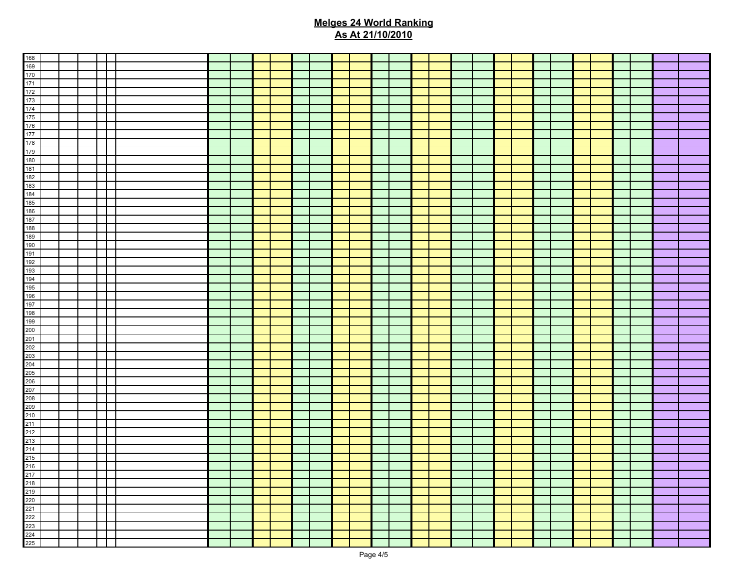## Melges 24 World Ranking

## As At 21/10/2010

| | | | | | | | | | | | | | | | | | | | | | | | | | | | | | | |
|---|---|---|---|---|---|---|---|---|---|---|---|---|---|---|---|---|---|---|---|---|---|---|---|---|---|---|---|---|---|---|
| 168 | | | | | | | | | | | | | | | | | | | | | | | | | | | | | | |
| 169 | | | | | | | | | | | | | | | | | | | | | | | | | | | | | | |
| 170 | | | | | | | | | | | | | | | | | | | | | | | | | | | | | | |
| 171 | | | | | | | | | | | | | | | | | | | | | | | | | | | | | | |
| 172 | | | | | | | | | | | | | | | | | | | | | | | | | | | | | | |
| 173 | | | | | | | | | | | | | | | | | | | | | | | | | | | | | | |
| 174 | | | | | | | | | | | | | | | | | | | | | | | | | | | | | | |
| 175 | | | | | | | | | | | | | | | | | | | | | | | | | | | | | | |
| 176 | | | | | | | | | | | | | | | | | | | | | | | | | | | | | | |
| 177 | | | | | | | | | | | | | | | | | | | | | | | | | | | | | | |
| 178 | | | | | | | | | | | | | | | | | | | | | | | | | | | | | | |
| 179 | | | | | | | | | | | | | | | | | | | | | | | | | | | | | | |
| 180 | | | | | | | | | | | | | | | | | | | | | | | | | | | | | | |
| 181 | | | | | | | | | | | | | | | | | | | | | | | | | | | | | | |
| 182 | | | | | | | | | | | | | | | | | | | | | | | | | | | | | | |
| 183 | | | | | | | | | | | | | | | | | | | | | | | | | | | | | | |
| 184 | | | | | | | | | | | | | | | | | | | | | | | | | | | | | | |
| 185 | | | | | | | | | | | | | | | | | | | | | | | | | | | | | | |
| 186 | | | | | | | | | | | | | | | | | | | | | | | | | | | | | | |
| 187 | | | | | | | | | | | | | | | | | | | | | | | | | | | | | | |
| 188 | | | | | | | | | | | | | | | | | | | | | | | | | | | | | | |
| 189 | | | | | | | | | | | | | | | | | | | | | | | | | | | | | | |
| 190 | | | | | | | | | | | | | | | | | | | | | | | | | | | | | | |
| 191 | | | | | | | | | | | | | | | | | | | | | | | | | | | | | | |
| 192 | | | | | | | | | | | | | | | | | | | | | | | | | | | | | | |
| 193 | | | | | | | | | | | | | | | | | | | | | | | | | | | | | | |
| 194 | | | | | | | | | | | | | | | | | | | | | | | | | | | | | | |
| 195 | | | | | | | | | | | | | | | | | | | | | | | | | | | | | | |
| 196 | | | | | | | | | | | | | | | | | | | | | | | | | | | | | | |
| 197 | | | | | | | | | | | | | | | | | | | | | | | | | | | | | | |
| 198 | | | | | | | | | | | | | | | | | | | | | | | | | | | | | | |
| 199 | | | | | | | | | | | | | | | | | | | | | | | | | | | | | | |
| 200 | | | | | | | | | | | | | | | | | | | | | | | | | | | | | | |
| 201 | | | | | | | | | | | | | | | | | | | | | | | | | | | | | | |
| 202 | | | | | | | | | | | | | | | | | | | | | | | | | | | | | | |
| 203 | | | | | | | | | | | | | | | | | | | | | | | | | | | | | | |
| 204 | | | | | | | | | | | | | | | | | | | | | | | | | | | | | | |
| 205 | | | | | | | | | | | | | | | | | | | | | | | | | | | | | | |
| 206 | | | | | | | | | | | | | | | | | | | | | | | | | | | | | | |
| 207 | | | | | | | | | | | | | | | | | | | | | | | | | | | | | | |
| 208 | | | | | | | | | | | | | | | | | | | | | | | | | | | | | | |
| 209 | | | | | | | | | | | | | | | | | | | | | | | | | | | | | | |
| 210 | | | | | | | | | | | | | | | | | | | | | | | | | | | | | | |
| 211 | | | | | | | | | | | | | | | | | | | | | | | | | | | | | | |
| 212 | | | | | | | | | | | | | | | | | | | | | | | | | | | | | | |
| 213 | | | | | | | | | | | | | | | | | | | | | | | | | | | | | | |
| 214 | | | | | | | | | | | | | | | | | | | | | | | | | | | | | | |
| 215 | | | | | | | | | | | | | | | | | | | | | | | | | | | | | | |
| 216 | | | | | | | | | | | | | | | | | | | | | | | | | | | | | | |
| 217 | | | | | | | | | | | | | | | | | | | | | | | | | | | | | | |
| 218 | | | | | | | | | | | | | | | | | | | | | | | | | | | | | | |
| 219 | | | | | | | | | | | | | | | | | | | | | | | | | | | | | | |
| 220 | | | | | | | | | | | | | | | | | | | | | | | | | | | | | | |
| 221 | | | | | | | | | | | | | | | | | | | | | | | | | | | | | | |
| 222 | | | | | | | | | | | | | | | | | | | | | | | | | | | | | | |
| 223 | | | | | | | | | | | | | | | | | | | | | | | | | | | | | | |
| 224 | | | | | | | | | | | | | | | | | | | | | | | | | | | | | | |
| 225 | | | | | | | | | | | | | | | | | | | | | | | | | | | | | | |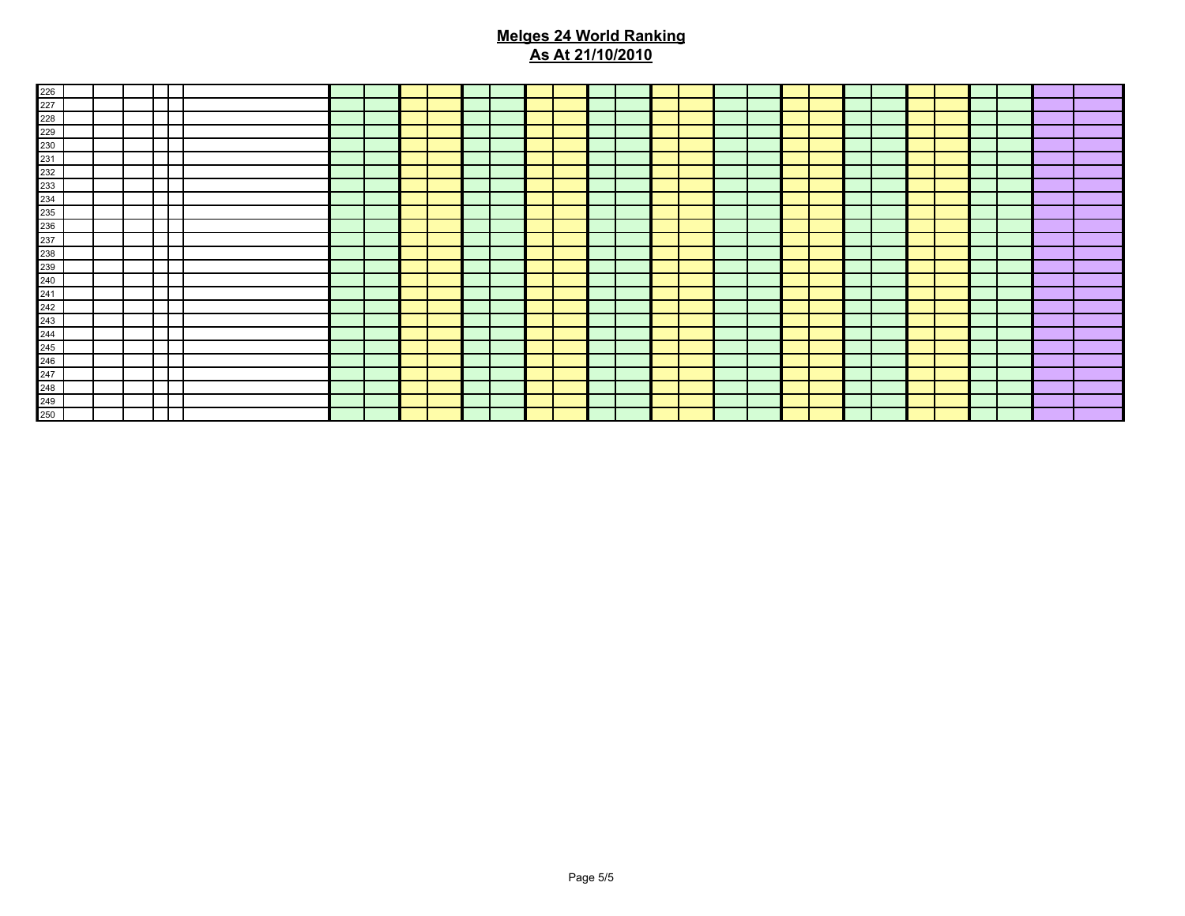## Melges 24 World Ranking
## As At 21/10/2010

| | | | | | | | | | | | | | | | | | | | | | | | | | | | | | | |
|---|---|---|---|---|---|---|---|---|---|---|---|---|---|---|---|---|---|---|---|---|---|---|---|---|---|---|---|---|---|---|
| 226 | | | | | | | | | | | | | | | | | | | | | | | | | | | | | | |
| 227 | | | | | | | | | | | | | | | | | | | | | | | | | | | | | | |
| 228 | | | | | | | | | | | | | | | | | | | | | | | | | | | | | | |
| 229 | | | | | | | | | | | | | | | | | | | | | | | | | | | | | | |
| 230 | | | | | | | | | | | | | | | | | | | | | | | | | | | | | | |
| 231 | | | | | | | | | | | | | | | | | | | | | | | | | | | | | | |
| 232 | | | | | | | | | | | | | | | | | | | | | | | | | | | | | | |
| 233 | | | | | | | | | | | | | | | | | | | | | | | | | | | | | | |
| 234 | | | | | | | | | | | | | | | | | | | | | | | | | | | | | | |
| 235 | | | | | | | | | | | | | | | | | | | | | | | | | | | | | | |
| 236 | | | | | | | | | | | | | | | | | | | | | | | | | | | | | | |
| 237 | | | | | | | | | | | | | | | | | | | | | | | | | | | | | | |
| 238 | | | | | | | | | | | | | | | | | | | | | | | | | | | | | | |
| 239 | | | | | | | | | | | | | | | | | | | | | | | | | | | | | | |
| 240 | | | | | | | | | | | | | | | | | | | | | | | | | | | | | | |
| 241 | | | | | | | | | | | | | | | | | | | | | | | | | | | | | | |
| 242 | | | | | | | | | | | | | | | | | | | | | | | | | | | | | | |
| 243 | | | | | | | | | | | | | | | | | | | | | | | | | | | | | | |
| 244 | | | | | | | | | | | | | | | | | | | | | | | | | | | | | | |
| 245 | | | | | | | | | | | | | | | | | | | | | | | | | | | | | | |
| 246 | | | | | | | | | | | | | | | | | | | | | | | | | | | | | | |
| 247 | | | | | | | | | | | | | | | | | | | | | | | | | | | | | | |
| 248 | | | | | | | | | | | | | | | | | | | | | | | | | | | | | | |
| 249 | | | | | | | | | | | | | | | | | | | | | | | | | | | | | | |
| 250 | | | | | | | | | | | | | | | | | | | | | | | | | | | | | | |